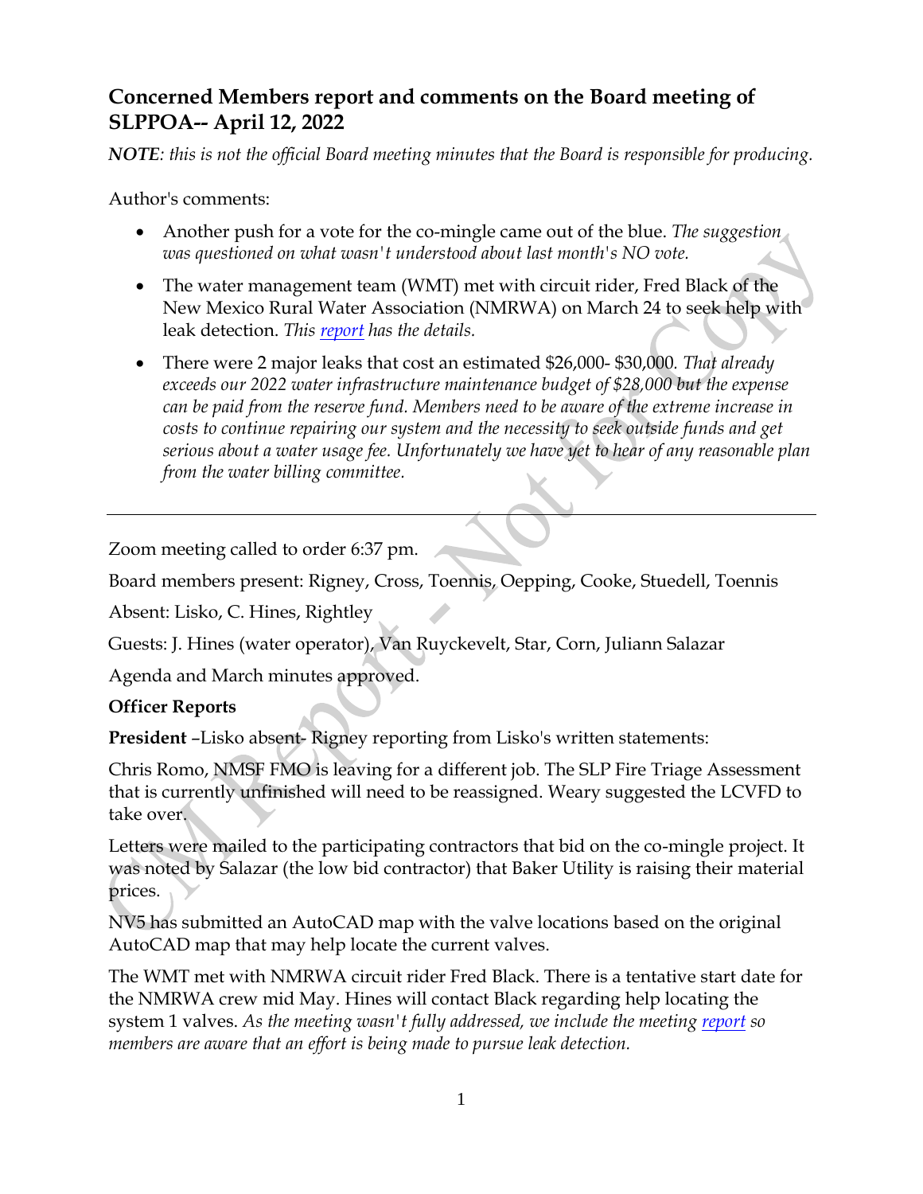## Concerned Members report and comments on the Board meeting of SLPPOA-- April 12, 2022

*NOTE: this is not the official Board meeting minutes that the Board is responsible for producing.*

Author's comments:

- Another push for a vote for the co-mingle came out of the blue. *The suggestion was questioned on what wasn't understood about last month's NO vote.*
- The water management team (WMT) met with circuit rider, Fred Black of the New Mexico Rural Water Association (NMRWA) on March 24 to seek help with leak detection. *This report has the details.*
- There were 2 major leaks that cost an estimated $26,000- $30,000. *That already exceeds our 2022 water infrastructure maintenance budget of $28,000 but the expense can be paid from the reserve fund. Members need to be aware of the extreme increase in costs to continue repairing our system and the necessity to seek outside funds and get serious about a water usage fee. Unfortunately we have yet to hear of any reasonable plan from the water billing committee.*

---

Zoom meeting called to order 6:37 pm.

Board members present: Rigney, Cross, Toennis, Oepping, Cooke, Stuedell, Toennis

Absent: Lisko, C. Hines, Rightley

Guests: J. Hines (water operator), Van Ruyckevelt, Star, Corn, Juliann Salazar

Agenda and March minutes approved.

**Officer Reports**

**President** –Lisko absent- Rigney reporting from Lisko's written statements:

Chris Romo, NMSF FMO is leaving for a different job. The SLP Fire Triage Assessment that is currently unfinished will need to be reassigned. Weary suggested the LCVFD to take over.

Letters were mailed to the participating contractors that bid on the co-mingle project. It was noted by Salazar (the low bid contractor) that Baker Utility is raising their material prices.

NV5 has submitted an AutoCAD map with the valve locations based on the original AutoCAD map that may help locate the current valves.

The WMT met with NMRWA circuit rider Fred Black. There is a tentative start date for the NMRWA crew mid May. Hines will contact Black regarding help locating the system 1 valves. *As the meeting wasn't fully addressed, we include the meeting report so members are aware that an effort is being made to pursue leak detection.*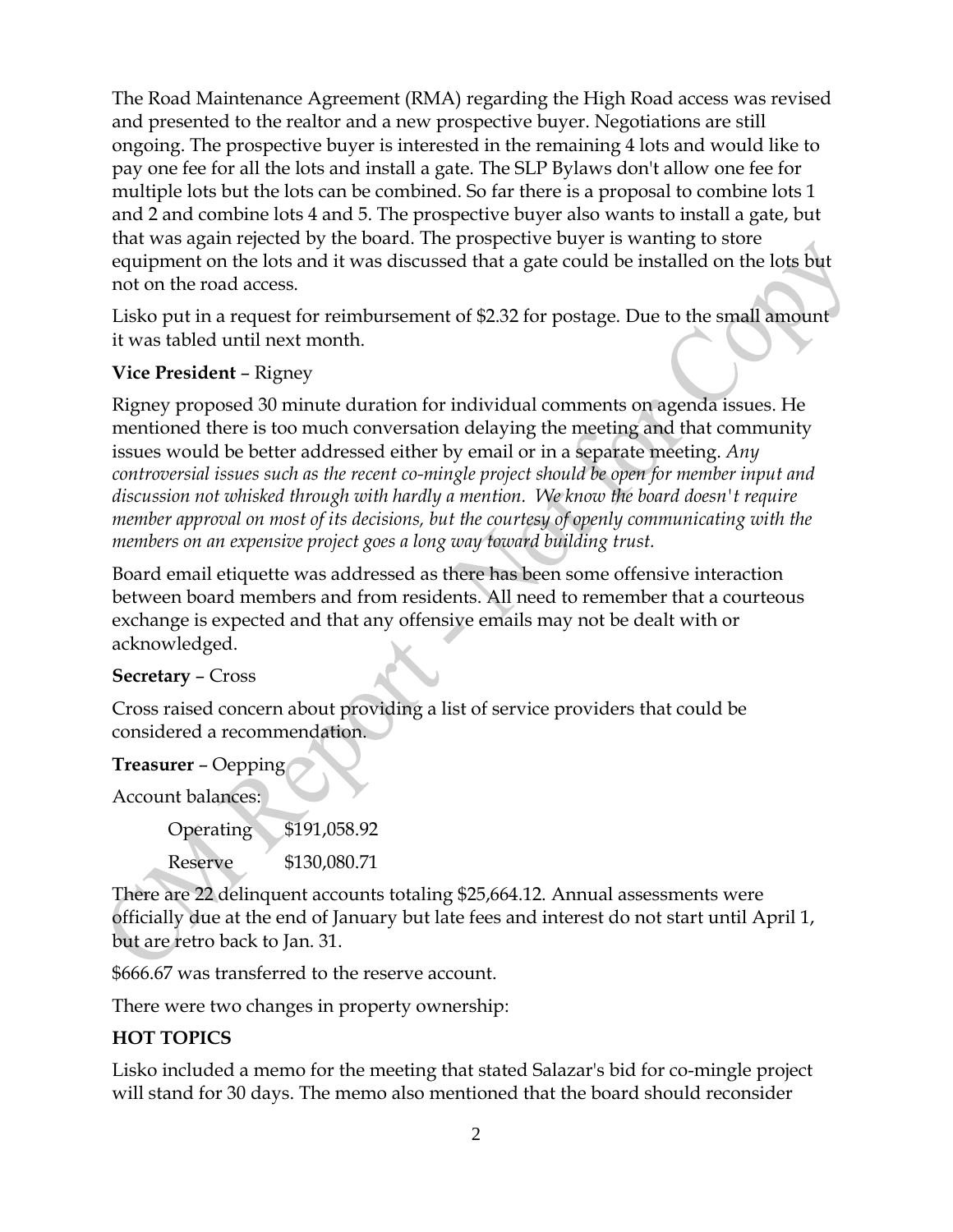The Road Maintenance Agreement (RMA) regarding the High Road access was revised and presented to the realtor and a new prospective buyer. Negotiations are still ongoing. The prospective buyer is interested in the remaining 4 lots and would like to pay one fee for all the lots and install a gate. The SLP Bylaws don't allow one fee for multiple lots but the lots can be combined. So far there is a proposal to combine lots 1 and 2 and combine lots 4 and 5. The prospective buyer also wants to install a gate, but that was again rejected by the board. The prospective buyer is wanting to store equipment on the lots and it was discussed that a gate could be installed on the lots but not on the road access.

Lisko put in a request for reimbursement of $2.32 for postage. Due to the small amount it was tabled until next month.

**Vice President** – Rigney

Rigney proposed 30 minute duration for individual comments on agenda issues. He mentioned there is too much conversation delaying the meeting and that community issues would be better addressed either by email or in a separate meeting. *Any controversial issues such as the recent co-mingle project should be open for member input and discussion not whisked through with hardly a mention. We know the board doesn't require member approval on most of its decisions, but the courtesy of openly communicating with the members on an expensive project goes a long way toward building trust.*

Board email etiquette was addressed as there has been some offensive interaction between board members and from residents. All need to remember that a courteous exchange is expected and that any offensive emails may not be dealt with or acknowledged.

**Secretary** – Cross

Cross raised concern about providing a list of service providers that could be considered a recommendation.

**Treasurer** – Oepping

Account balances:

| | |
|---|---|
| Operating | $191,058.92 |
| Reserve | $130,080.71 |

There are 22 delinquent accounts totaling $25,664.12. Annual assessments were officially due at the end of January but late fees and interest do not start until April 1, but are retro back to Jan. 31.

$666.67 was transferred to the reserve account.

There were two changes in property ownership:

**HOT TOPICS**

Lisko included a memo for the meeting that stated Salazar's bid for co-mingle project will stand for 30 days. The memo also mentioned that the board should reconsider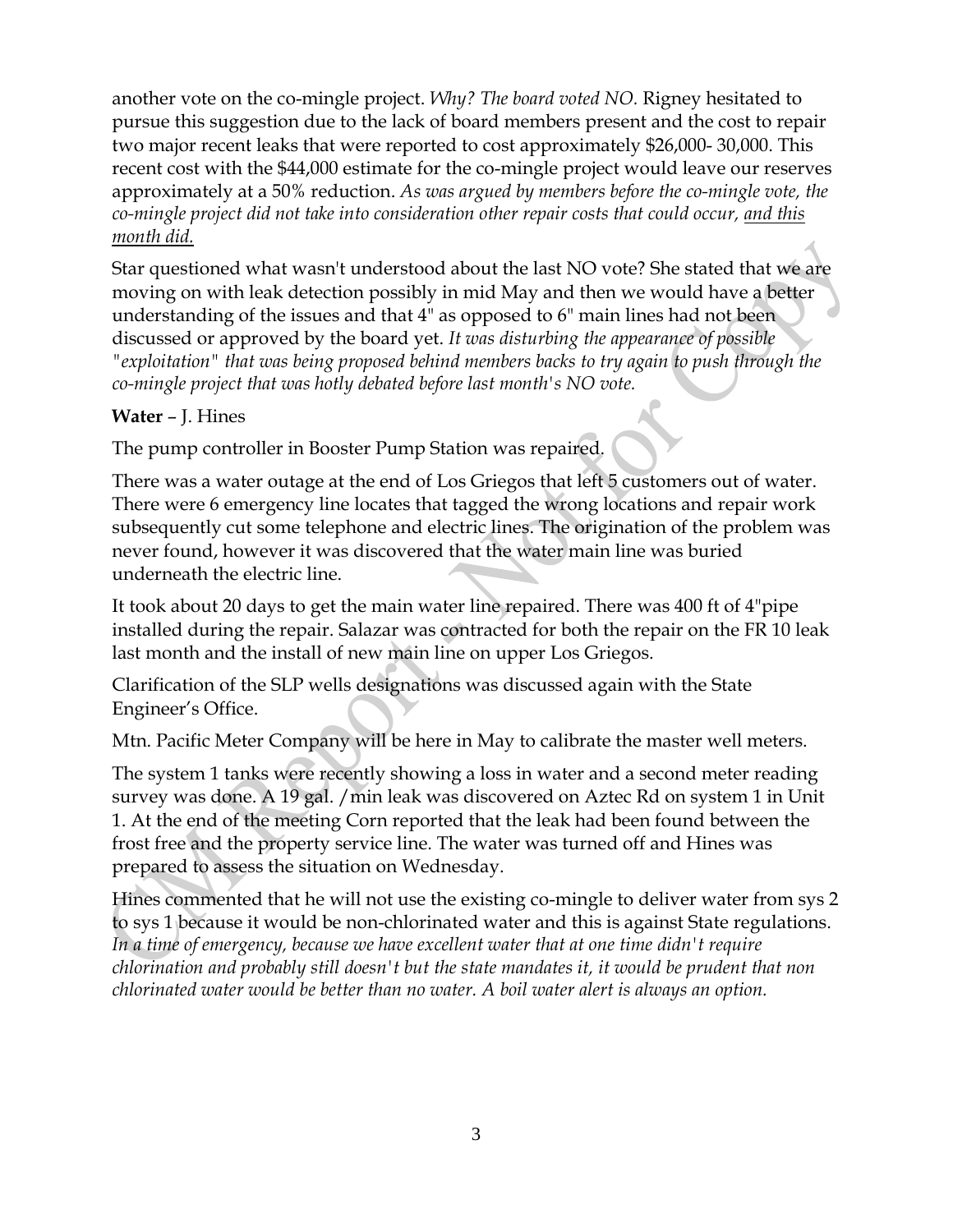another vote on the co-mingle project. *Why? The board voted NO.* Rigney hesitated to pursue this suggestion due to the lack of board members present and the cost to repair two major recent leaks that were reported to cost approximately $26,000- 30,000. This recent cost with the $44,000 estimate for the co-mingle project would leave our reserves approximately at a 50% reduction. *As was argued by members before the co-mingle vote, the co-mingle project did not take into consideration other repair costs that could occur, <u>and this month did.</u>*

Star questioned what wasn't understood about the last NO vote? She stated that we are moving on with leak detection possibly in mid May and then we would have a better understanding of the issues and that 4" as opposed to 6" main lines had not been discussed or approved by the board yet. *It was disturbing the appearance of possible "exploitation" that was being proposed behind members backs to try again to push through the co-mingle project that was hotly debated before last month's NO vote.*

**Water** – J. Hines

The pump controller in Booster Pump Station was repaired.

There was a water outage at the end of Los Griegos that left 5 customers out of water. There were 6 emergency line locates that tagged the wrong locations and repair work subsequently cut some telephone and electric lines. The origination of the problem was never found, however it was discovered that the water main line was buried underneath the electric line.

It took about 20 days to get the main water line repaired. There was 400 ft of 4"pipe installed during the repair. Salazar was contracted for both the repair on the FR 10 leak last month and the install of new main line on upper Los Griegos.

Clarification of the SLP wells designations was discussed again with the State Engineer's Office.

Mtn. Pacific Meter Company will be here in May to calibrate the master well meters.

The system 1 tanks were recently showing a loss in water and a second meter reading survey was done. A 19 gal. /min leak was discovered on Aztec Rd on system 1 in Unit 1. At the end of the meeting Corn reported that the leak had been found between the frost free and the property service line. The water was turned off and Hines was prepared to assess the situation on Wednesday.

Hines commented that he will not use the existing co-mingle to deliver water from sys 2 to sys 1 because it would be non-chlorinated water and this is against State regulations. *In a time of emergency, because we have excellent water that at one time didn't require chlorination and probably still doesn't but the state mandates it, it would be prudent that non chlorinated water would be better than no water. A boil water alert is always an option.*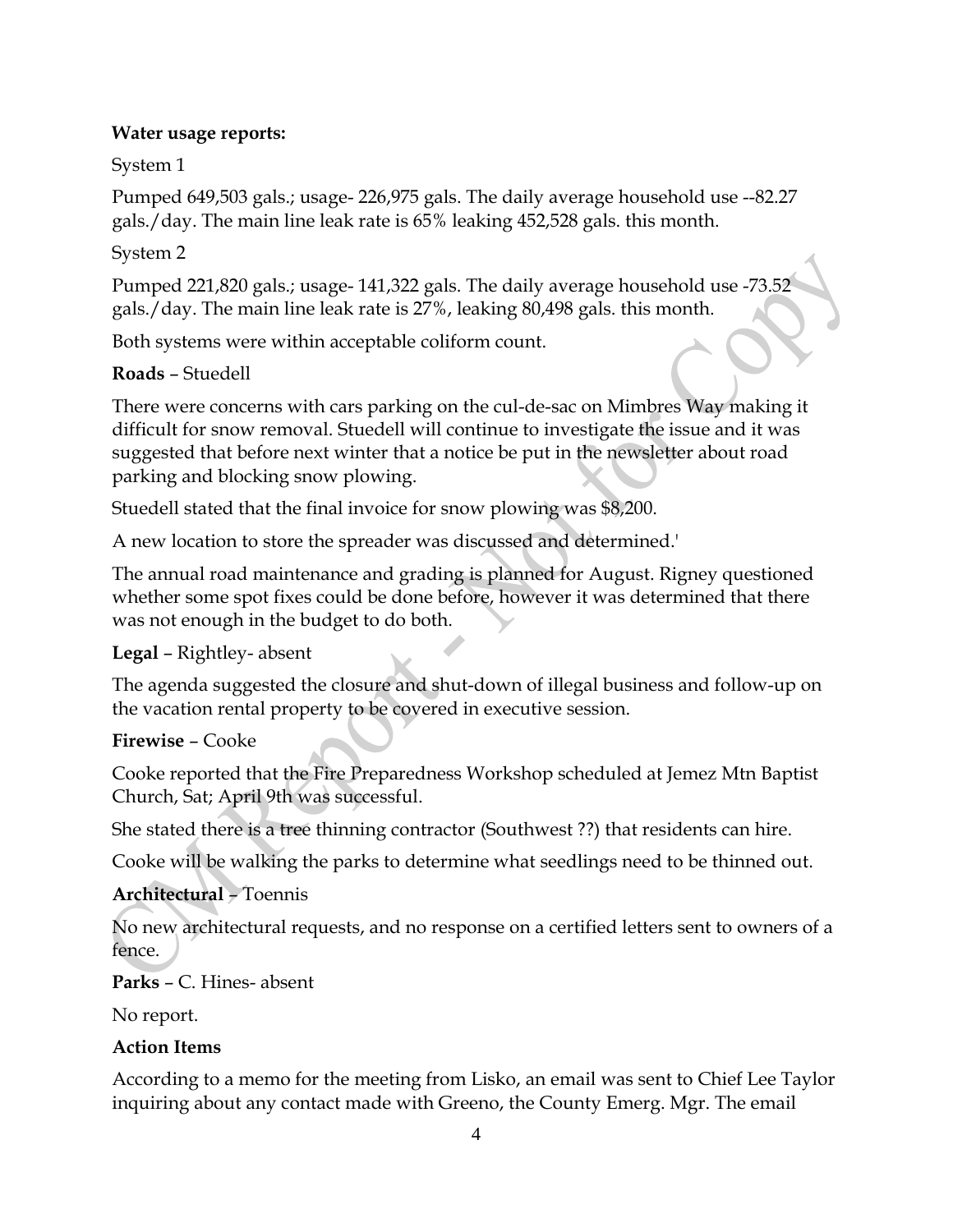**Water usage reports:**

System 1

Pumped 649,503 gals.; usage- 226,975 gals. The daily average household use --82.27 gals./day. The main line leak rate is 65% leaking 452,528 gals. this month.

System 2

Pumped 221,820 gals.; usage- 141,322 gals. The daily average household use -73.52 gals./day. The main line leak rate is 27%, leaking 80,498 gals. this month.

Both systems were within acceptable coliform count.

**Roads** – Stuedell

There were concerns with cars parking on the cul-de-sac on Mimbres Way making it difficult for snow removal. Stuedell will continue to investigate the issue and it was suggested that before next winter that a notice be put in the newsletter about road parking and blocking snow plowing.

Stuedell stated that the final invoice for snow plowing was $8,200.

A new location to store the spreader was discussed and determined.'

The annual road maintenance and grading is planned for August. Rigney questioned whether some spot fixes could be done before, however it was determined that there was not enough in the budget to do both.

**Legal** – Rightley- absent

The agenda suggested the closure and shut-down of illegal business and follow-up on the vacation rental property to be covered in executive session.

**Firewise** – Cooke

Cooke reported that the Fire Preparedness Workshop scheduled at Jemez Mtn Baptist Church, Sat; April 9th was successful.

She stated there is a tree thinning contractor (Southwest ??) that residents can hire.

Cooke will be walking the parks to determine what seedlings need to be thinned out.

**Architectural** – Toennis

No new architectural requests, and no response on a certified letters sent to owners of a fence.

**Parks** – C. Hines- absent

No report.

**Action Items**

According to a memo for the meeting from Lisko, an email was sent to Chief Lee Taylor inquiring about any contact made with Greeno, the County Emerg. Mgr. The email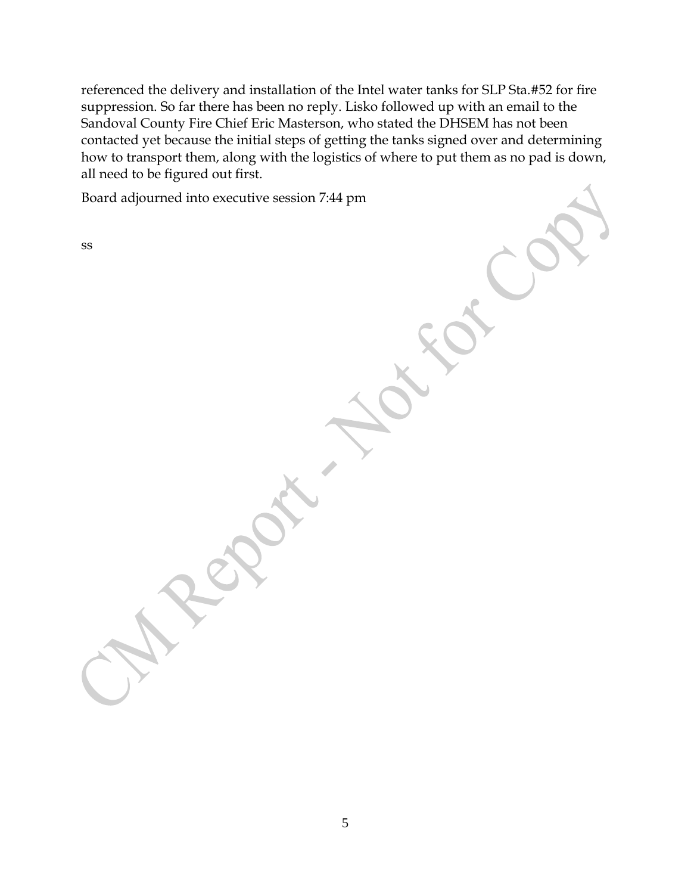referenced the delivery and installation of the Intel water tanks for SLP Sta.#52 for fire suppression. So far there has been no reply. Lisko followed up with an email to the Sandoval County Fire Chief Eric Masterson, who stated the DHSEM has not been contacted yet because the initial steps of getting the tanks signed over and determining how to transport them, along with the logistics of where to put them as no pad is down, all need to be figured out first.

Board adjourned into executive session 7:44 pm

ss